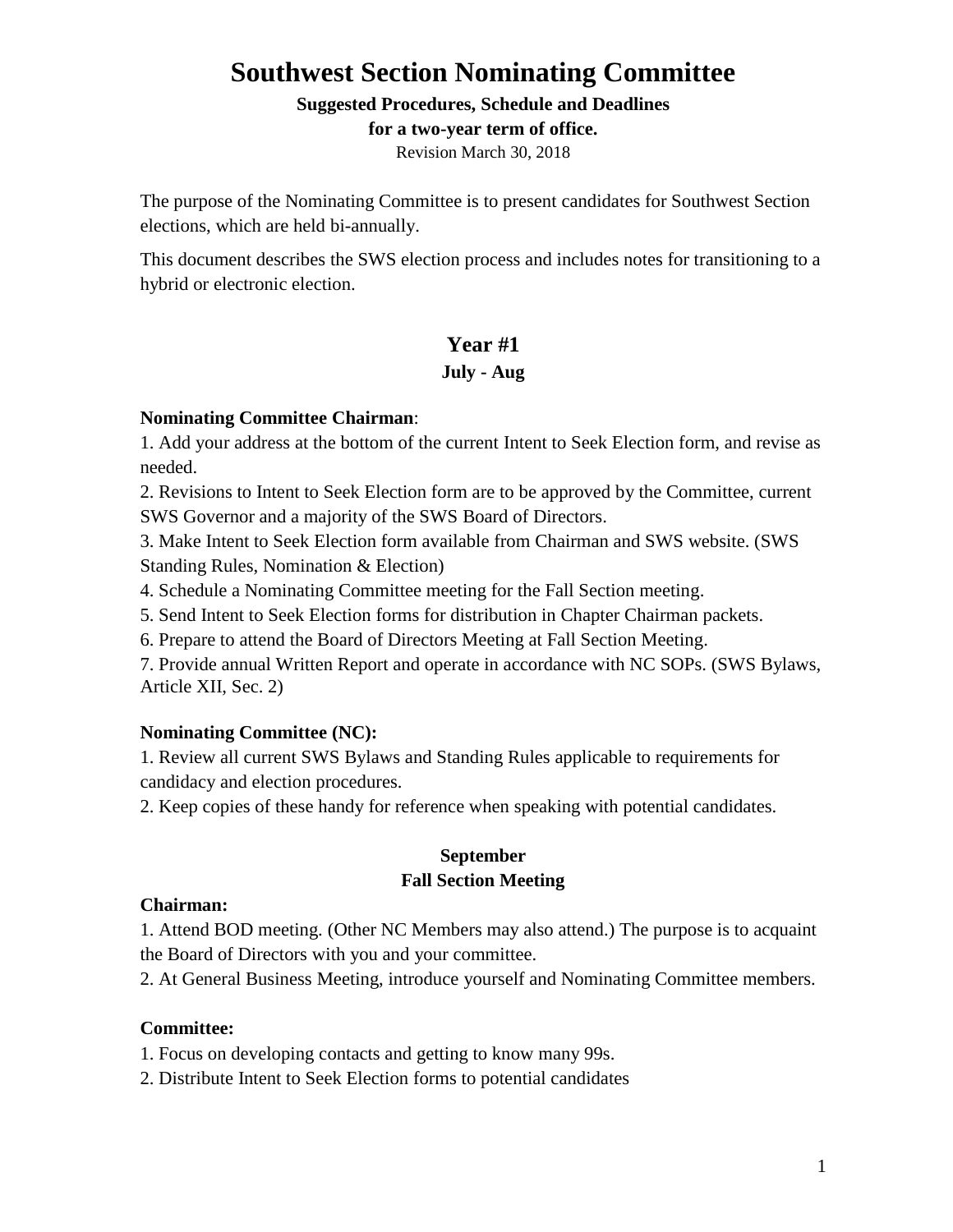# Southwest Section Nominating Committee

**Suggested Procedures, Schedule and Deadlines**
**for a two-year term of office.**
Revision March 30, 2018

The purpose of the Nominating Committee is to present candidates for Southwest Section elections, which are held bi-annually.

This document describes the SWS election process and includes notes for transitioning to a hybrid or electronic election.

## Year #1

### July - Aug

**Nominating Committee Chairman**:

1. Add your address at the bottom of the current Intent to Seek Election form, and revise as needed.
2. Revisions to Intent to Seek Election form are to be approved by the Committee, current SWS Governor and a majority of the SWS Board of Directors.
3. Make Intent to Seek Election form available from Chairman and SWS website. (SWS Standing Rules, Nomination & Election)
4. Schedule a Nominating Committee meeting for the Fall Section meeting.
5. Send Intent to Seek Election forms for distribution in Chapter Chairman packets.
6. Prepare to attend the Board of Directors Meeting at Fall Section Meeting.
7. Provide annual Written Report and operate in accordance with NC SOPs. (SWS Bylaws, Article XII, Sec. 2)

**Nominating Committee (NC):**

1. Review all current SWS Bylaws and Standing Rules applicable to requirements for candidacy and election procedures.
2. Keep copies of these handy for reference when speaking with potential candidates.

### September
### Fall Section Meeting

**Chairman:**

1. Attend BOD meeting. (Other NC Members may also attend.) The purpose is to acquaint the Board of Directors with you and your committee.
2. At General Business Meeting, introduce yourself and Nominating Committee members.

**Committee:**

1. Focus on developing contacts and getting to know many 99s.
2. Distribute Intent to Seek Election forms to potential candidates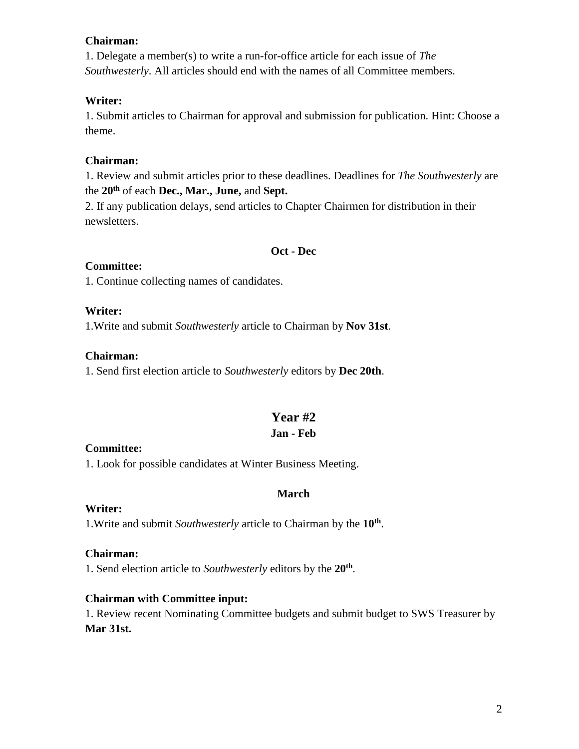**Chairman:**

1. Delegate a member(s) to write a run-for-office article for each issue of *The Southwesterly*. All articles should end with the names of all Committee members.

**Writer:**

1. Submit articles to Chairman for approval and submission for publication. Hint: Choose a theme.

**Chairman:**

1. Review and submit articles prior to these deadlines. Deadlines for *The Southwesterly* are the **20th** of each **Dec., Mar., June,** and **Sept.**
2. If any publication delays, send articles to Chapter Chairmen for distribution in their newsletters.

#### Oct - Dec

**Committee:**

1. Continue collecting names of candidates.

**Writer:**

1.Write and submit *Southwesterly* article to Chairman by **Nov 31st**.

**Chairman:**

1. Send first election article to *Southwesterly* editors by **Dec 20th**.

## Year #2

#### Jan - Feb

**Committee:**

1. Look for possible candidates at Winter Business Meeting.

#### March

**Writer:**

1.Write and submit *Southwesterly* article to Chairman by the **10th**.

**Chairman:**

1. Send election article to *Southwesterly* editors by the **20th**.

**Chairman with Committee input:**

1. Review recent Nominating Committee budgets and submit budget to SWS Treasurer by **Mar 31st.**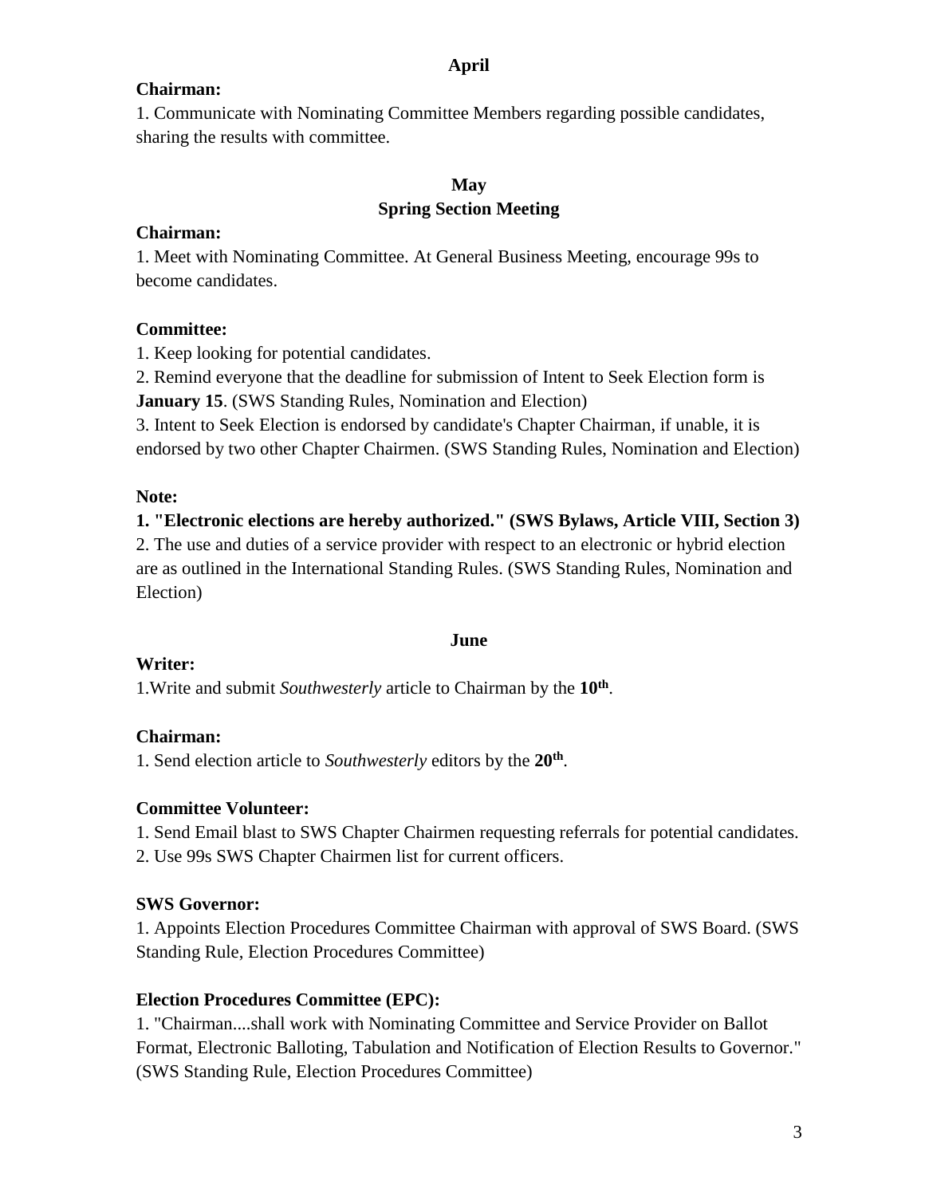## April

**Chairman:**

1. Communicate with Nominating Committee Members regarding possible candidates, sharing the results with committee.

## May
## Spring Section Meeting

**Chairman:**

1. Meet with Nominating Committee. At General Business Meeting, encourage 99s to become candidates.

**Committee:**

1. Keep looking for potential candidates.
2. Remind everyone that the deadline for submission of Intent to Seek Election form is **January 15**. (SWS Standing Rules, Nomination and Election)
3. Intent to Seek Election is endorsed by candidate's Chapter Chairman, if unable, it is endorsed by two other Chapter Chairmen. (SWS Standing Rules, Nomination and Election)

**Note:**

1. **"Electronic elections are hereby authorized." (SWS Bylaws, Article VIII, Section 3)**
2. The use and duties of a service provider with respect to an electronic or hybrid election are as outlined in the International Standing Rules. (SWS Standing Rules, Nomination and Election)

## June

**Writer:**

1.Write and submit *Southwesterly* article to Chairman by the **10th**.

**Chairman:**

1. Send election article to *Southwesterly* editors by the **20th**.

**Committee Volunteer:**

1. Send Email blast to SWS Chapter Chairmen requesting referrals for potential candidates.
2. Use 99s SWS Chapter Chairmen list for current officers.

**SWS Governor:**

1. Appoints Election Procedures Committee Chairman with approval of SWS Board. (SWS Standing Rule, Election Procedures Committee)

**Election Procedures Committee (EPC):**

1. "Chairman....shall work with Nominating Committee and Service Provider on Ballot Format, Electronic Balloting, Tabulation and Notification of Election Results to Governor." (SWS Standing Rule, Election Procedures Committee)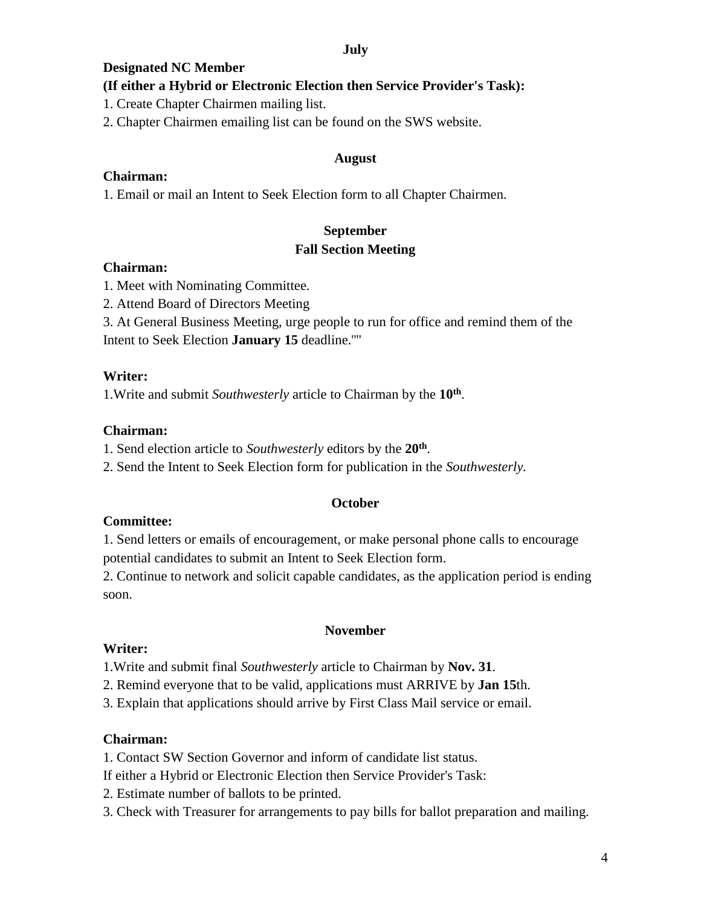## July

**Designated NC Member**
**(If either a Hybrid or Electronic Election then Service Provider's Task):**

1. Create Chapter Chairmen mailing list.
2. Chapter Chairmen emailing list can be found on the SWS website.

## August

**Chairman:**

1. Email or mail an Intent to Seek Election form to all Chapter Chairmen.

## September
## Fall Section Meeting

**Chairman:**

1. Meet with Nominating Committee.
2. Attend Board of Directors Meeting
3. At General Business Meeting, urge people to run for office and remind them of the Intent to Seek Election **January 15** deadline.""

**Writer:**

1.Write and submit *Southwesterly* article to Chairman by the **10th**.

**Chairman:**

1. Send election article to *Southwesterly* editors by the **20th**.
2. Send the Intent to Seek Election form for publication in the *Southwesterly.*

## October

**Committee:**

1. Send letters or emails of encouragement, or make personal phone calls to encourage potential candidates to submit an Intent to Seek Election form.
2. Continue to network and solicit capable candidates, as the application period is ending soon.

## November

**Writer:**

1.Write and submit final *Southwesterly* article to Chairman by **Nov. 31**.
2. Remind everyone that to be valid, applications must ARRIVE by **Jan 15**th.
3. Explain that applications should arrive by First Class Mail service or email.

**Chairman:**

1. Contact SW Section Governor and inform of candidate list status.

If either a Hybrid or Electronic Election then Service Provider's Task:

2. Estimate number of ballots to be printed.
3. Check with Treasurer for arrangements to pay bills for ballot preparation and mailing.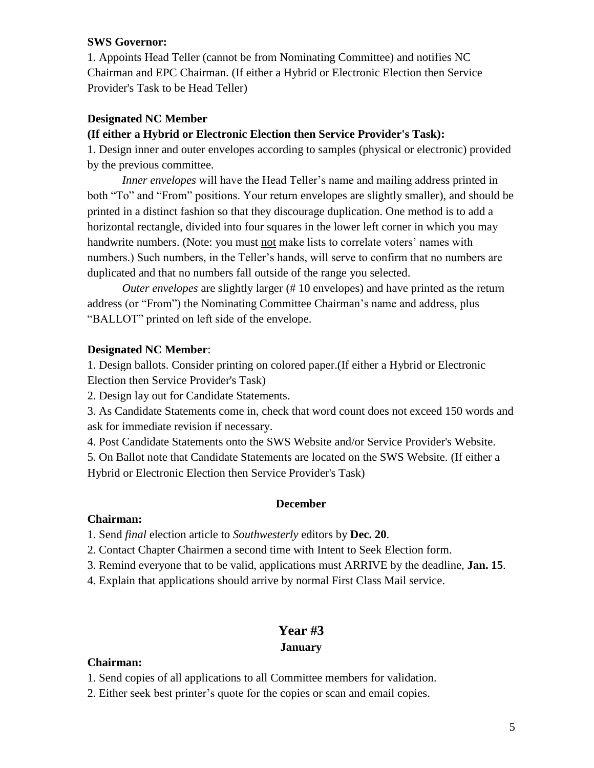**SWS Governor:**

1. Appoints Head Teller (cannot be from Nominating Committee) and notifies NC Chairman and EPC Chairman. (If either a Hybrid or Electronic Election then Service Provider's Task to be Head Teller)

**Designated NC Member**
**(If either a Hybrid or Electronic Election then Service Provider's Task):**

1. Design inner and outer envelopes according to samples (physical or electronic) provided by the previous committee.

*Inner envelopes* will have the Head Teller's name and mailing address printed in both "To" and "From" positions. Your return envelopes are slightly smaller), and should be printed in a distinct fashion so that they discourage duplication. One method is to add a horizontal rectangle, divided into four squares in the lower left corner in which you may handwrite numbers. (Note: you must <u>not</u> make lists to correlate voters' names with numbers.) Such numbers, in the Teller's hands, will serve to confirm that no numbers are duplicated and that no numbers fall outside of the range you selected.

*Outer envelopes* are slightly larger (# 10 envelopes) and have printed as the return address (or "From") the Nominating Committee Chairman's name and address, plus "BALLOT" printed on left side of the envelope.

**Designated NC Member**:

1. Design ballots. Consider printing on colored paper.(If either a Hybrid or Electronic Election then Service Provider's Task)
2. Design lay out for Candidate Statements.
3. As Candidate Statements come in, check that word count does not exceed 150 words and ask for immediate revision if necessary.
4. Post Candidate Statements onto the SWS Website and/or Service Provider's Website.
5. On Ballot note that Candidate Statements are located on the SWS Website. (If either a Hybrid or Electronic Election then Service Provider's Task)

### December

**Chairman:**

1. Send *final* election article to *Southwesterly* editors by **Dec. 20**.
2. Contact Chapter Chairmen a second time with Intent to Seek Election form.
3. Remind everyone that to be valid, applications must ARRIVE by the deadline, **Jan. 15**.
4. Explain that applications should arrive by normal First Class Mail service.

## Year #3

### January

**Chairman:**

1. Send copies of all applications to all Committee members for validation.
2. Either seek best printer's quote for the copies or scan and email copies.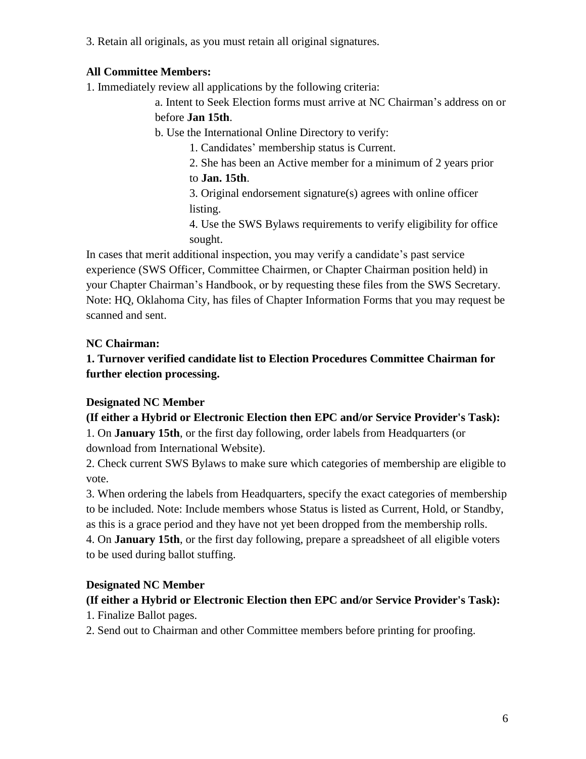3. Retain all originals, as you must retain all original signatures.

**All Committee Members:**

1. Immediately review all applications by the following criteria:
    a. Intent to Seek Election forms must arrive at NC Chairman's address on or before **Jan 15th**.
    b. Use the International Online Directory to verify:
        1. Candidates' membership status is Current.
        2. She has been an Active member for a minimum of 2 years prior to **Jan. 15th**.
        3. Original endorsement signature(s) agrees with online officer listing.
        4. Use the SWS Bylaws requirements to verify eligibility for office sought.

In cases that merit additional inspection, you may verify a candidate's past service experience (SWS Officer, Committee Chairmen, or Chapter Chairman position held) in your Chapter Chairman's Handbook, or by requesting these files from the SWS Secretary. Note: HQ, Oklahoma City, has files of Chapter Information Forms that you may request be scanned and sent.

**NC Chairman:**

**1. Turnover verified candidate list to Election Procedures Committee Chairman for further election processing.**

**Designated NC Member**
**(If either a Hybrid or Electronic Election then EPC and/or Service Provider's Task):**

1. On **January 15th**, or the first day following, order labels from Headquarters (or download from International Website).
2. Check current SWS Bylaws to make sure which categories of membership are eligible to vote.
3. When ordering the labels from Headquarters, specify the exact categories of membership to be included. Note: Include members whose Status is listed as Current, Hold, or Standby, as this is a grace period and they have not yet been dropped from the membership rolls.
4. On **January 15th**, or the first day following, prepare a spreadsheet of all eligible voters to be used during ballot stuffing.

**Designated NC Member**
**(If either a Hybrid or Electronic Election then EPC and/or Service Provider's Task):**

1. Finalize Ballot pages.
2. Send out to Chairman and other Committee members before printing for proofing.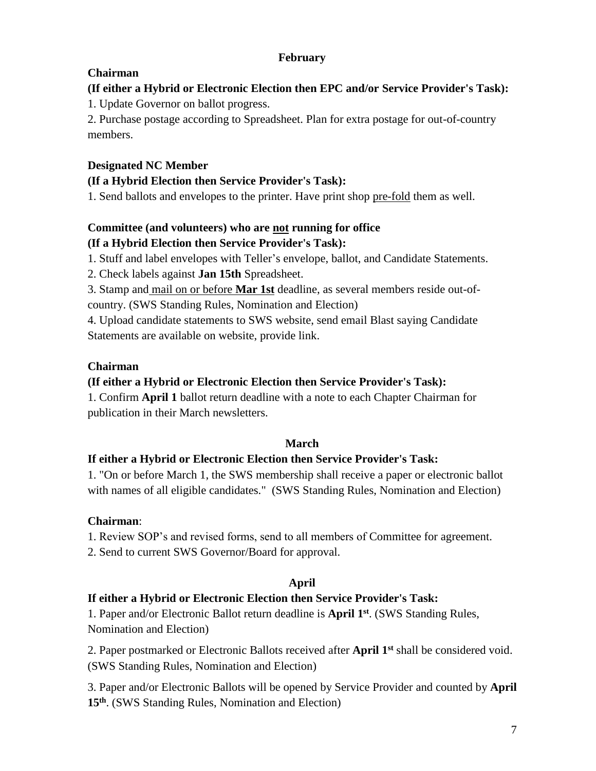## February

**Chairman**

**(If either a Hybrid or Electronic Election then EPC and/or Service Provider's Task):**

1. Update Governor on ballot progress.
2. Purchase postage according to Spreadsheet. Plan for extra postage for out-of-country members.

**Designated NC Member**

**(If a Hybrid Election then Service Provider's Task):**

1. Send ballots and envelopes to the printer. Have print shop pre-fold them as well.

**Committee (and volunteers) who are not running for office**

**(If a Hybrid Election then Service Provider's Task):**

1. Stuff and label envelopes with Teller's envelope, ballot, and Candidate Statements.
2. Check labels against **Jan 15th** Spreadsheet.
3. Stamp and mail on or before **Mar 1st** deadline, as several members reside out-of-country. (SWS Standing Rules, Nomination and Election)
4. Upload candidate statements to SWS website, send email Blast saying Candidate Statements are available on website, provide link.

**Chairman**

**(If either a Hybrid or Electronic Election then Service Provider's Task):**

1. Confirm **April 1** ballot return deadline with a note to each Chapter Chairman for publication in their March newsletters.

## March

**If either a Hybrid or Electronic Election then Service Provider's Task:**

1. "On or before March 1, the SWS membership shall receive a paper or electronic ballot with names of all eligible candidates." (SWS Standing Rules, Nomination and Election)

**Chairman**:

1. Review SOP's and revised forms, send to all members of Committee for agreement.
2. Send to current SWS Governor/Board for approval.

## April

**If either a Hybrid or Electronic Election then Service Provider's Task:**

1. Paper and/or Electronic Ballot return deadline is **April 1st**. (SWS Standing Rules, Nomination and Election)
2. Paper postmarked or Electronic Ballots received after **April 1st** shall be considered void. (SWS Standing Rules, Nomination and Election)
3. Paper and/or Electronic Ballots will be opened by Service Provider and counted by **April 15th**. (SWS Standing Rules, Nomination and Election)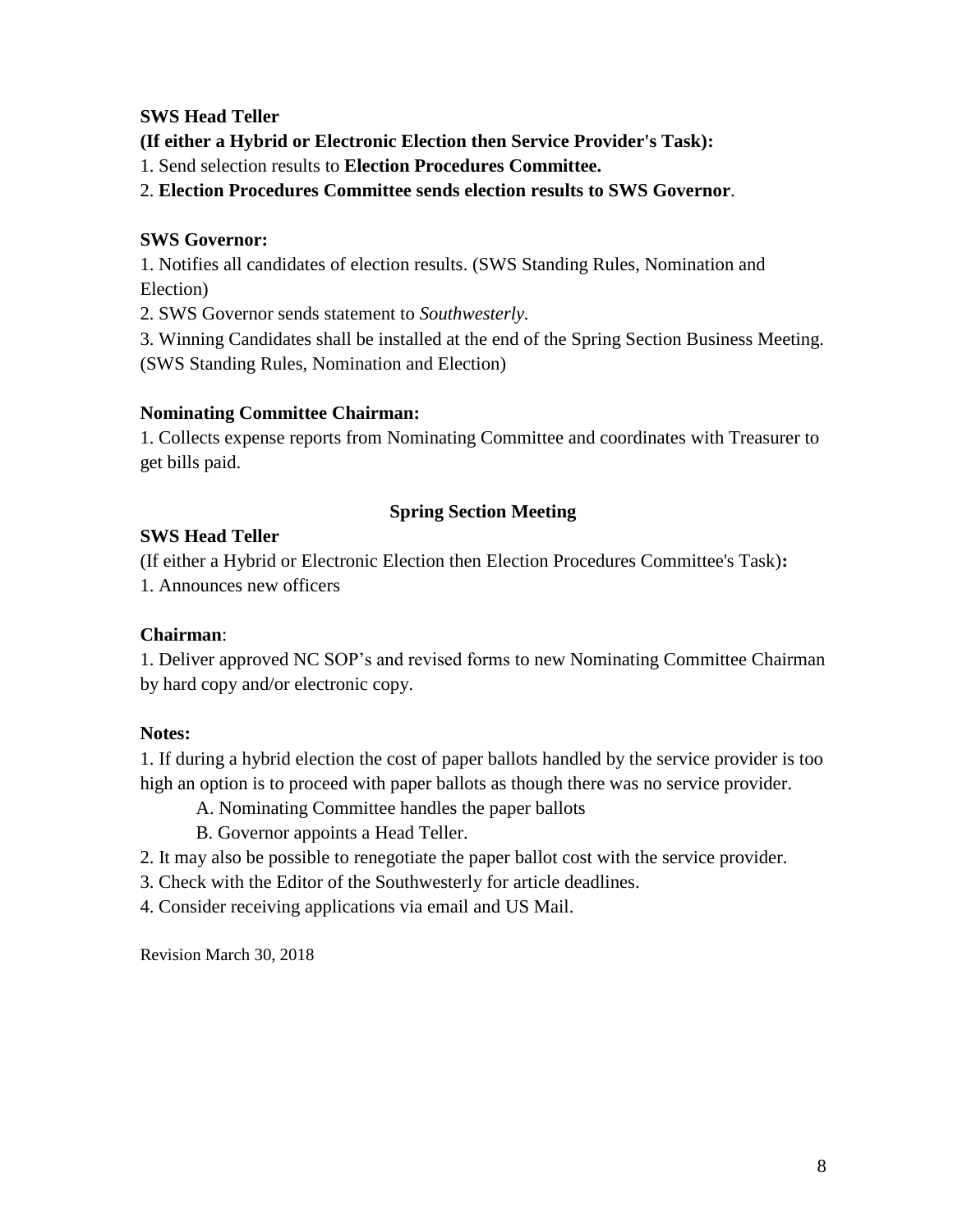**SWS Head Teller**

**(If either a Hybrid or Electronic Election then Service Provider's Task):**

1. Send selection results to **Election Procedures Committee.**
2. **Election Procedures Committee sends election results to SWS Governor**.

**SWS Governor:**

1. Notifies all candidates of election results. (SWS Standing Rules, Nomination and Election)
2. SWS Governor sends statement to *Southwesterly*.
3. Winning Candidates shall be installed at the end of the Spring Section Business Meeting. (SWS Standing Rules, Nomination and Election)

**Nominating Committee Chairman:**

1. Collects expense reports from Nominating Committee and coordinates with Treasurer to get bills paid.

**Spring Section Meeting**

**SWS Head Teller**

(If either a Hybrid or Electronic Election then Election Procedures Committee's Task)**:**

1. Announces new officers

**Chairman**:

1. Deliver approved NC SOP's and revised forms to new Nominating Committee Chairman by hard copy and/or electronic copy.

**Notes:**

1. If during a hybrid election the cost of paper ballots handled by the service provider is too high an option is to proceed with paper ballots as though there was no service provider.
   A. Nominating Committee handles the paper ballots
   B. Governor appoints a Head Teller.
2. It may also be possible to renegotiate the paper ballot cost with the service provider.
3. Check with the Editor of the Southwesterly for article deadlines.
4. Consider receiving applications via email and US Mail.

Revision March 30, 2018